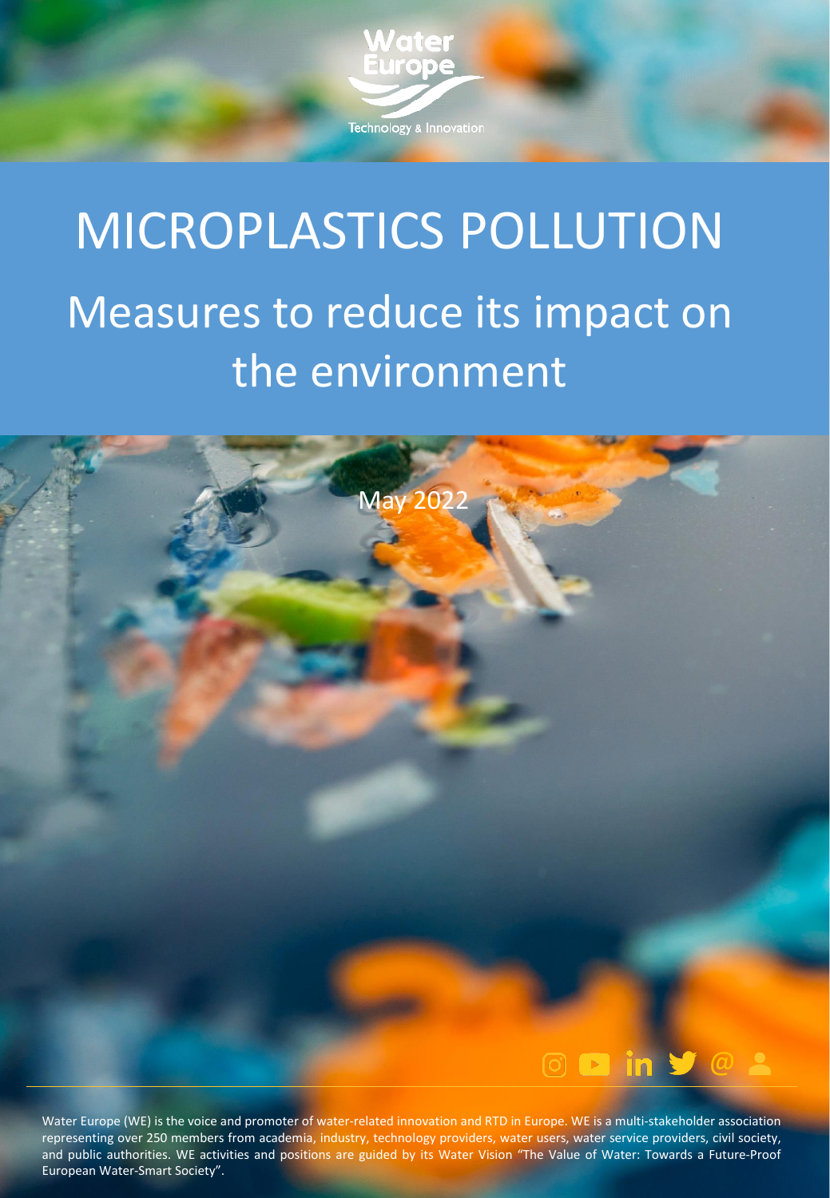Water Europe

Technology & Innovation

# MICROPLASTICS POLLUTION

## Measures to reduce its impact on the environment

May 2022

Water Europe (WE) is the voice and promoter of water-related innovation and RTD in Europe. WE is a multi-stakeholder association representing over 250 members from academia, industry, technology providers, water users, water service providers, civil society, and public authorities. WE activities and positions are guided by its Water Vision "The Value of Water: Towards a Future-Proof European Water-Smart Society".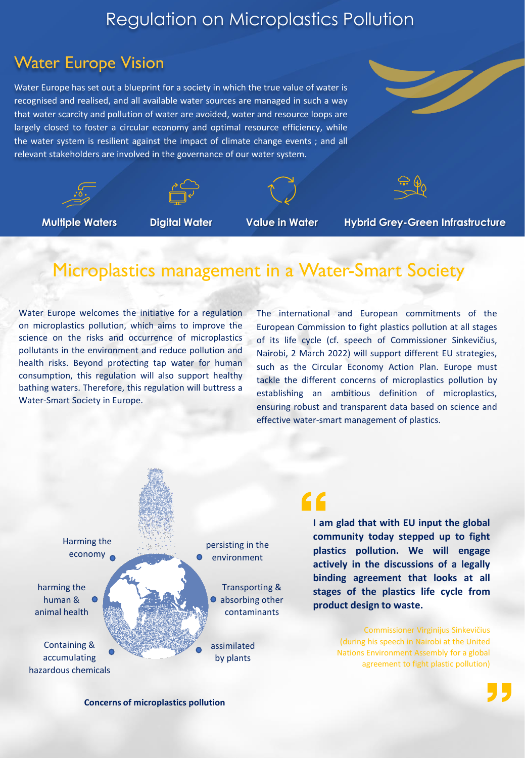# Regulation on Microplastics Pollution

## Water Europe Vision

Water Europe has set out a blueprint for a society in which the true value of water is recognised and realised, and all available water sources are managed in such a way that water scarcity and pollution of water are avoided, water and resource loops are largely closed to foster a circular economy and optimal resource efficiency, while the water system is resilient against the impact of climate change events ; and all relevant stakeholders are involved in the governance of our water system.

**Multiple Waters** | **Digital Water** | **Value in Water** | **Hybrid Grey-Green Infrastructure**

## Microplastics management in a Water-Smart Society

Water Europe welcomes the initiative for a regulation on microplastics pollution, which aims to improve the science on the risks and occurrence of microplastics pollutants in the environment and reduce pollution and health risks. Beyond protecting tap water for human consumption, this regulation will also support healthy bathing waters. Therefore, this regulation will buttress a Water-Smart Society in Europe.

The international and European commitments of the European Commission to fight plastics pollution at all stages of its life cycle (cf. speech of Commissioner Sinkevičius, Nairobi, 2 March 2022) will support different EU strategies, such as the Circular Economy Action Plan. Europe must tackle the different concerns of microplastics pollution by establishing an ambitious definition of microplastics, ensuring robust and transparent data based on science and effective water-smart management of plastics.

- Harming the economy
- harming the human & animal health
- Containing & accumulating hazardous chemicals
- persisting in the environment
- Transporting & absorbing other contaminants
- assimilated by plants

**Concerns of microplastics pollution**

> **I am glad that with EU input the global community today stepped up to fight plastics pollution. We will engage actively in the discussions of a legally binding agreement that looks at all stages of the plastics life cycle from product design to waste.**
>
> Commissioner Virginijus Sinkevičius (during his speech in Nairobi at the United Nations Environment Assembly for a global agreement to fight plastic pollution)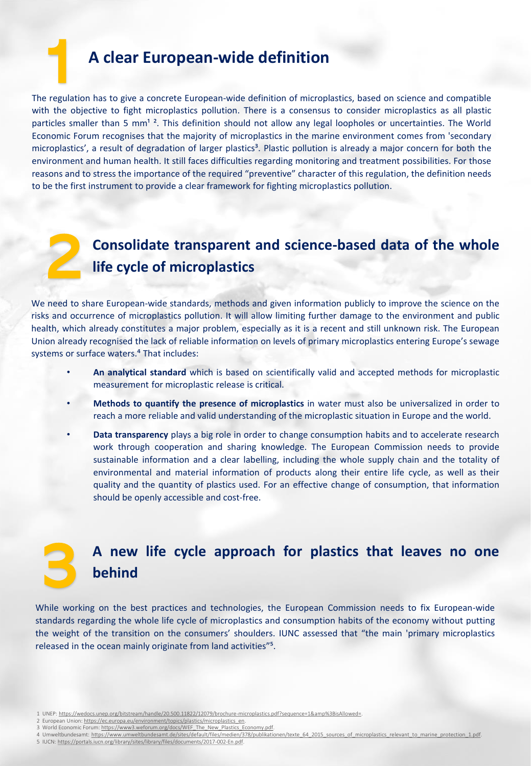## 1 A clear European-wide definition

The regulation has to give a concrete European-wide definition of microplastics, based on science and compatible with the objective to fight microplastics pollution. There is a consensus to consider microplastics as all plastic particles smaller than 5 mm[1 2]. This definition should not allow any legal loopholes or uncertainties. The World Economic Forum recognises that the majority of microplastics in the marine environment comes from 'secondary microplastics', a result of degradation of larger plastics[3]. Plastic pollution is already a major concern for both the environment and human health. It still faces difficulties regarding monitoring and treatment possibilities. For those reasons and to stress the importance of the required "preventive" character of this regulation, the definition needs to be the first instrument to provide a clear framework for fighting microplastics pollution.

## 2 Consolidate transparent and science-based data of the whole life cycle of microplastics

We need to share European-wide standards, methods and given information publicly to improve the science on the risks and occurrence of microplastics pollution. It will allow limiting further damage to the environment and public health, which already constitutes a major problem, especially as it is a recent and still unknown risk. The European Union already recognised the lack of reliable information on levels of primary microplastics entering Europe's sewage systems or surface waters.[4] That includes:

- **An analytical standard** which is based on scientifically valid and accepted methods for microplastic measurement for microplastic release is critical.
- **Methods to quantify the presence of microplastics** in water must also be universalized in order to reach a more reliable and valid understanding of the microplastic situation in Europe and the world.
- **Data transparency** plays a big role in order to change consumption habits and to accelerate research work through cooperation and sharing knowledge. The European Commission needs to provide sustainable information and a clear labelling, including the whole supply chain and the totality of environmental and material information of products along their entire life cycle, as well as their quality and the quantity of plastics used. For an effective change of consumption, that information should be openly accessible and cost-free.

## 3 A new life cycle approach for plastics that leaves no one behind

While working on the best practices and technologies, the European Commission needs to fix European-wide standards regarding the whole life cycle of microplastics and consumption habits of the economy without putting the weight of the transition on the consumers' shoulders. IUNC assessed that "the main 'primary microplastics released in the ocean mainly originate from land activities"[5].

1 UNEP: https://wedocs.unep.org/bitstream/handle/20.500.11822/12079/brochure-microplastics.pdf?sequence=1&amp%3BisAllowed=.
2 European Union: https://ec.europa.eu/environment/topics/plastics/microplastics_en.
3 World Economic Forum: https://www3.weforum.org/docs/WEF_The_New_Plastics_Economy.pdf.
4 Umweltbundesamt: https://www.umweltbundesamt.de/sites/default/files/medien/378/publikationen/texte_64_2015_sources_of_microplastics_relevant_to_marine_protection_1.pdf.
5 IUCN: https://portals.iucn.org/library/sites/library/files/documents/2017-002-En.pdf.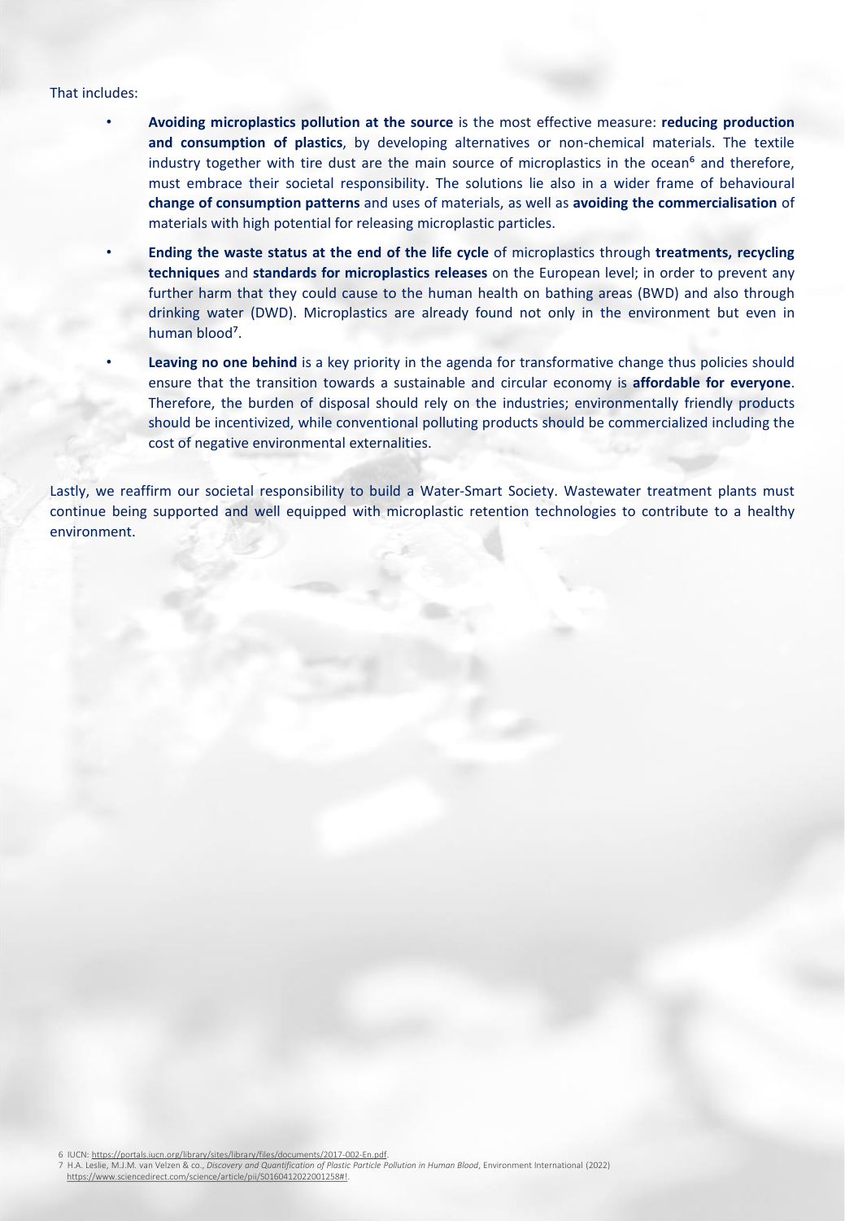That includes:

- **Avoiding microplastics pollution at the source** is the most effective measure: **reducing production and consumption of plastics**, by developing alternatives or non-chemical materials. The textile industry together with tire dust are the main source of microplastics in the ocean[6] and therefore, must embrace their societal responsibility. The solutions lie also in a wider frame of behavioural **change of consumption patterns** and uses of materials, as well as **avoiding the commercialisation** of materials with high potential for releasing microplastic particles.
- **Ending the waste status at the end of the life cycle** of microplastics through **treatments, recycling techniques** and **standards for microplastics releases** on the European level; in order to prevent any further harm that they could cause to the human health on bathing areas (BWD) and also through drinking water (DWD). Microplastics are already found not only in the environment but even in human blood[7].
- **Leaving no one behind** is a key priority in the agenda for transformative change thus policies should ensure that the transition towards a sustainable and circular economy is **affordable for everyone**. Therefore, the burden of disposal should rely on the industries; environmentally friendly products should be incentivized, while conventional polluting products should be commercialized including the cost of negative environmental externalities.

Lastly, we reaffirm our societal responsibility to build a Water-Smart Society. Wastewater treatment plants must continue being supported and well equipped with microplastic retention technologies to contribute to a healthy environment.

6 IUCN: https://portals.iucn.org/library/sites/library/files/documents/2017-002-En.pdf.
7 H.A. Leslie, M.J.M. van Velzen & co., *Discovery and Quantification of Plastic Particle Pollution in Human Blood*, Environment International (2022) https://www.sciencedirect.com/science/article/pii/S0160412022001258#!.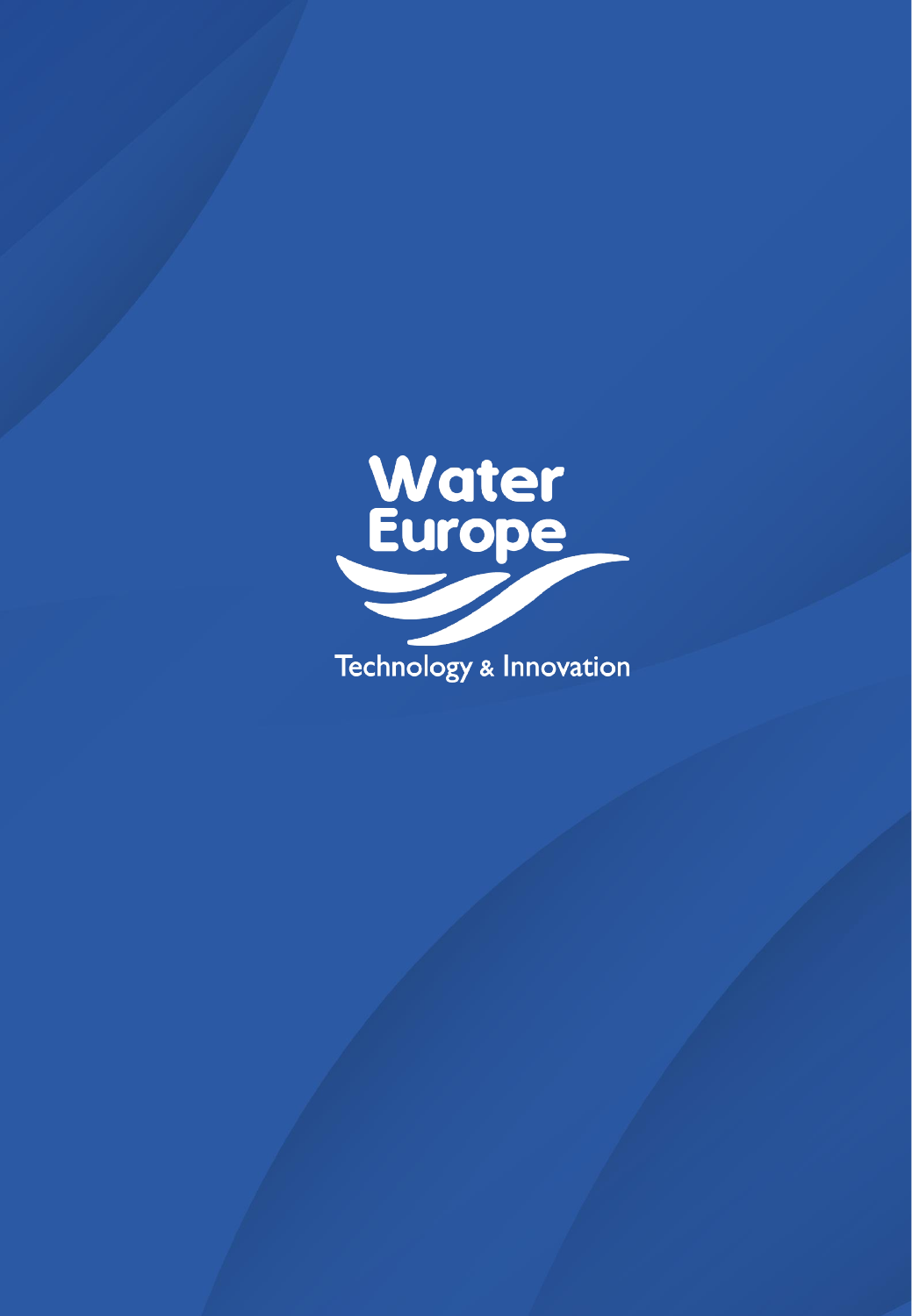Water
Europe

Technology & Innovation